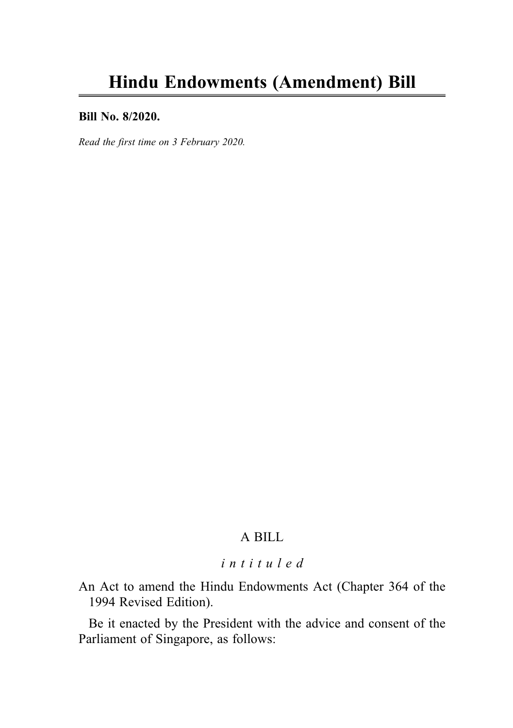# Hindu Endowments (Amendment) Bill

**Bill No. 8/2020.**

*Read the first time on 3 February 2020.*

A BILL

*intituled*

An Act to amend the Hindu Endowments Act (Chapter 364 of the 1994 Revised Edition).

Be it enacted by the President with the advice and consent of the Parliament of Singapore, as follows: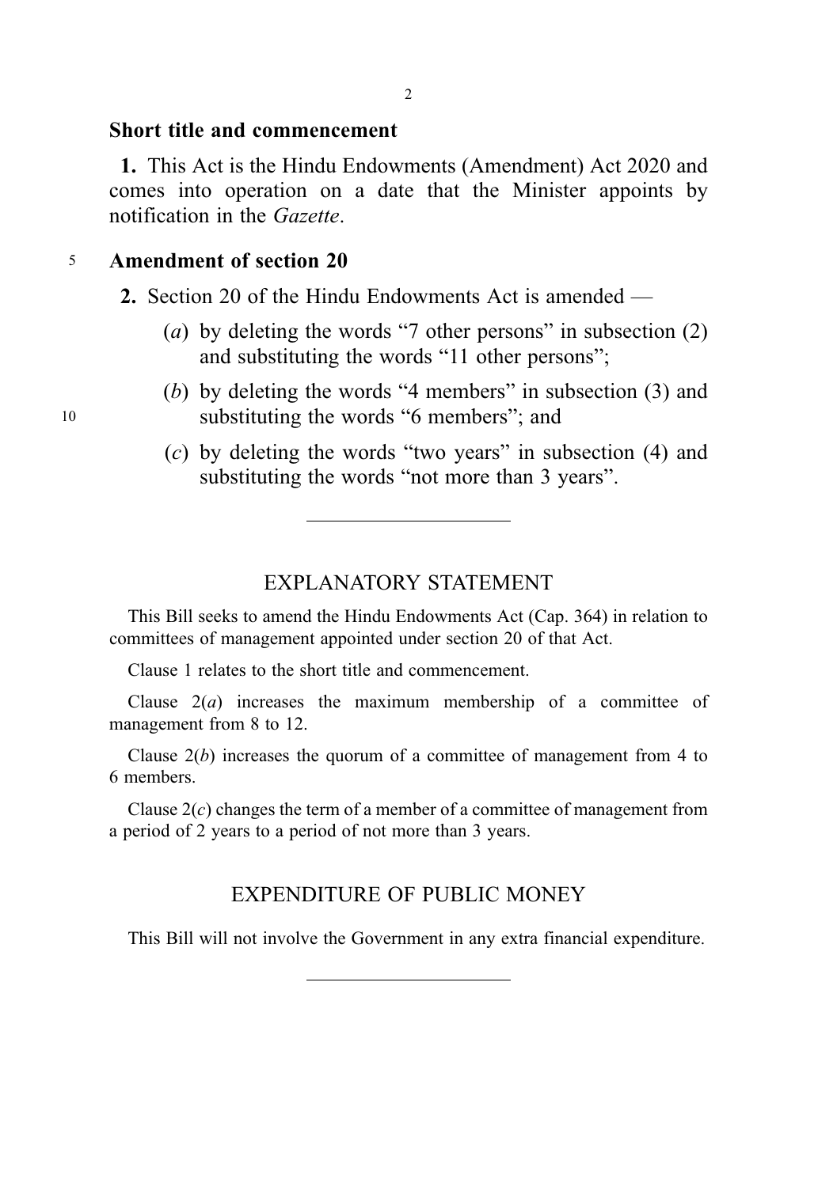### Short title and commencement

**1.** This Act is the Hindu Endowments (Amendment) Act 2020 and comes into operation on a date that the Minister appoints by notification in the *Gazette*.

### Amendment of section 20

**2.** Section 20 of the Hindu Endowments Act is amended —

(*a*) by deleting the words "7 other persons" in subsection (2) and substituting the words "11 other persons";

(*b*) by deleting the words "4 members" in subsection (3) and substituting the words "6 members"; and

(*c*) by deleting the words "two years" in subsection (4) and substituting the words "not more than 3 years".

---

## EXPLANATORY STATEMENT

This Bill seeks to amend the Hindu Endowments Act (Cap. 364) in relation to committees of management appointed under section 20 of that Act.

Clause 1 relates to the short title and commencement.

Clause 2(*a*) increases the maximum membership of a committee of management from 8 to 12.

Clause 2(*b*) increases the quorum of a committee of management from 4 to 6 members.

Clause 2(*c*) changes the term of a member of a committee of management from a period of 2 years to a period of not more than 3 years.

## EXPENDITURE OF PUBLIC MONEY

This Bill will not involve the Government in any extra financial expenditure.